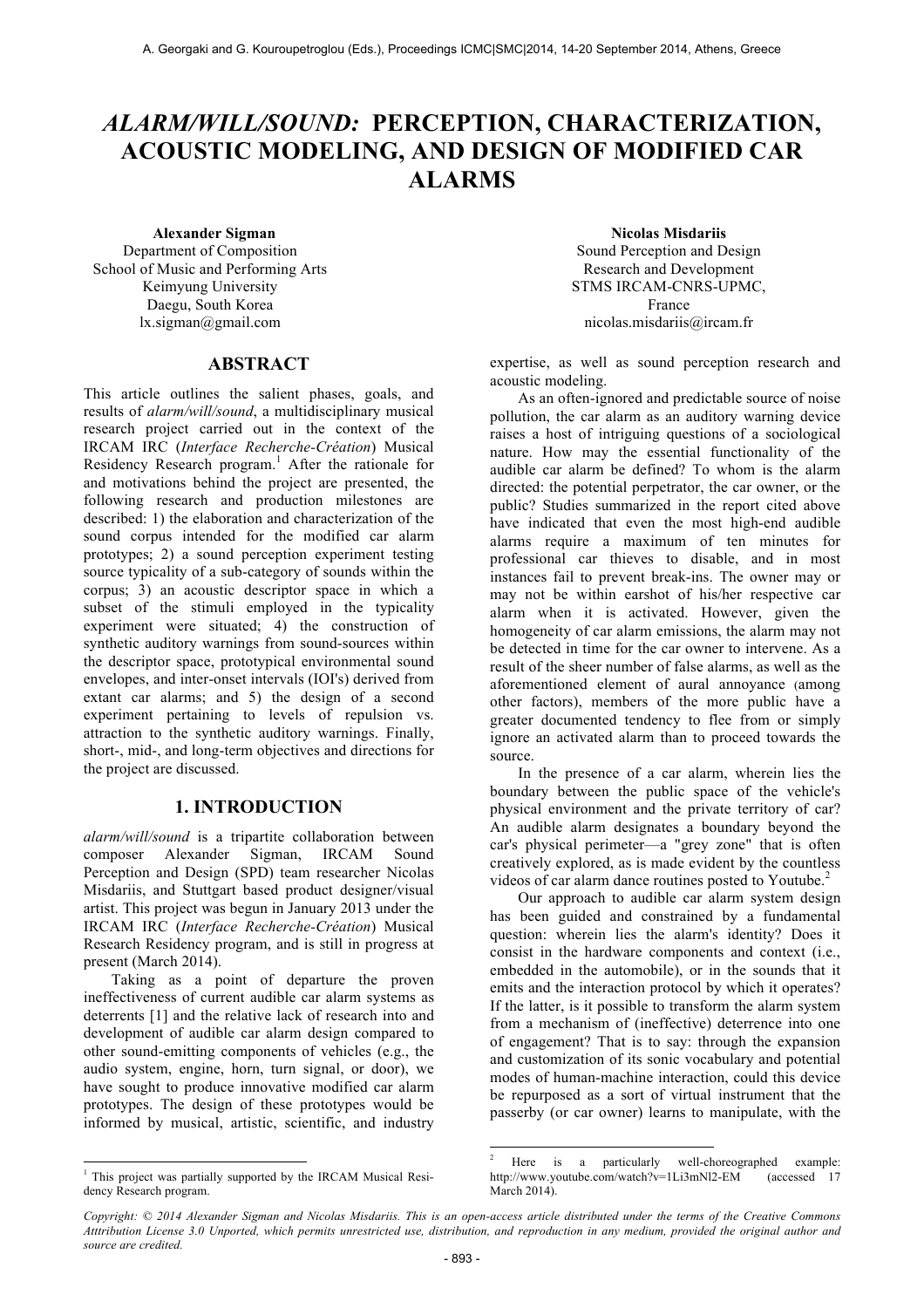# *ALARM/WILL/SOUND:* PERCEPTION, CHARACTERIZATION, ACOUSTIC MODELING, AND DESIGN OF MODIFIED CAR ALARMS

**Alexander Sigman**
Department of Composition
School of Music and Performing Arts
Keimyung University
Daegu, South Korea
lx.sigman@gmail.com

**Nicolas Misdariis**
Sound Perception and Design
Research and Development
STMS IRCAM-CNRS-UPMC,
France
nicolas.misdariis@ircam.fr

## ABSTRACT

This article outlines the salient phases, goals, and results of *alarm/will/sound*, a multidisciplinary musical research project carried out in the context of the IRCAM IRC (*Interface Recherche-Création*) Musical Residency Research program.[1] After the rationale for and motivations behind the project are presented, the following research and production milestones are described: 1) the elaboration and characterization of the sound corpus intended for the modified car alarm prototypes; 2) a sound perception experiment testing source typicality of a sub-category of sounds within the corpus; 3) an acoustic descriptor space in which a subset of the stimuli employed in the typicality experiment were situated; 4) the construction of synthetic auditory warnings from sound-sources within the descriptor space, prototypical environmental sound envelopes, and inter-onset intervals (IOI's) derived from extant car alarms; and 5) the design of a second experiment pertaining to levels of repulsion vs. attraction to the synthetic auditory warnings. Finally, short-, mid-, and long-term objectives and directions for the project are discussed.

## 1. INTRODUCTION

*alarm/will/sound* is a tripartite collaboration between composer Alexander Sigman, IRCAM Sound Perception and Design (SPD) team researcher Nicolas Misdariis, and Stuttgart based product designer/visual artist. This project was begun in January 2013 under the IRCAM IRC (*Interface Recherche-Création*) Musical Research Residency program, and is still in progress at present (March 2014).

Taking as a point of departure the proven ineffectiveness of current audible car alarm systems as deterrents [1] and the relative lack of research into and development of audible car alarm design compared to other sound-emitting components of vehicles (e.g., the audio system, engine, horn, turn signal, or door), we have sought to produce innovative modified car alarm prototypes. The design of these prototypes would be informed by musical, artistic, scientific, and industry expertise, as well as sound perception research and acoustic modeling.

As an often-ignored and predictable source of noise pollution, the car alarm as an auditory warning device raises a host of intriguing questions of a sociological nature. How may the essential functionality of the audible car alarm be defined? To whom is the alarm directed: the potential perpetrator, the car owner, or the public? Studies summarized in the report cited above have indicated that even the most high-end audible alarms require a maximum of ten minutes for professional car thieves to disable, and in most instances fail to prevent break-ins. The owner may or may not be within earshot of his/her respective car alarm when it is activated. However, given the homogeneity of car alarm emissions, the alarm may not be detected in time for the car owner to intervene. As a result of the sheer number of false alarms, as well as the aforementioned element of aural annoyance (among other factors), members of the more public have a greater documented tendency to flee from or simply ignore an activated alarm than to proceed towards the source.

In the presence of a car alarm, wherein lies the boundary between the public space of the vehicle's physical environment and the private territory of car? An audible alarm designates a boundary beyond the car's physical perimeter—a "grey zone" that is often creatively explored, as is made evident by the countless videos of car alarm dance routines posted to Youtube.[2]

Our approach to audible car alarm system design has been guided and constrained by a fundamental question: wherein lies the alarm's identity? Does it consist in the hardware components and context (i.e., embedded in the automobile), or in the sounds that it emits and the interaction protocol by which it operates? If the latter, is it possible to transform the alarm system from a mechanism of (ineffective) deterrence into one of engagement? That is to say: through the expansion and customization of its sonic vocabulary and potential modes of human-machine interaction, could this device be repurposed as a sort of virtual instrument that the passerby (or car owner) learns to manipulate, with the

---

[1] This project was partially supported by the IRCAM Musical Residency Research program.

[2] Here is a particularly well-choreographed example: http://www.youtube.com/watch?v=1Li3mNl2-EM (accessed 17 March 2014).

*Copyright: © 2014 Alexander Sigman and Nicolas Misdariis. This is an open-access article distributed under the terms of the Creative Commons Atttribution License 3.0 Unported, which permits unrestricted use, distribution, and reproduction in any medium, provided the original author and source are credited.*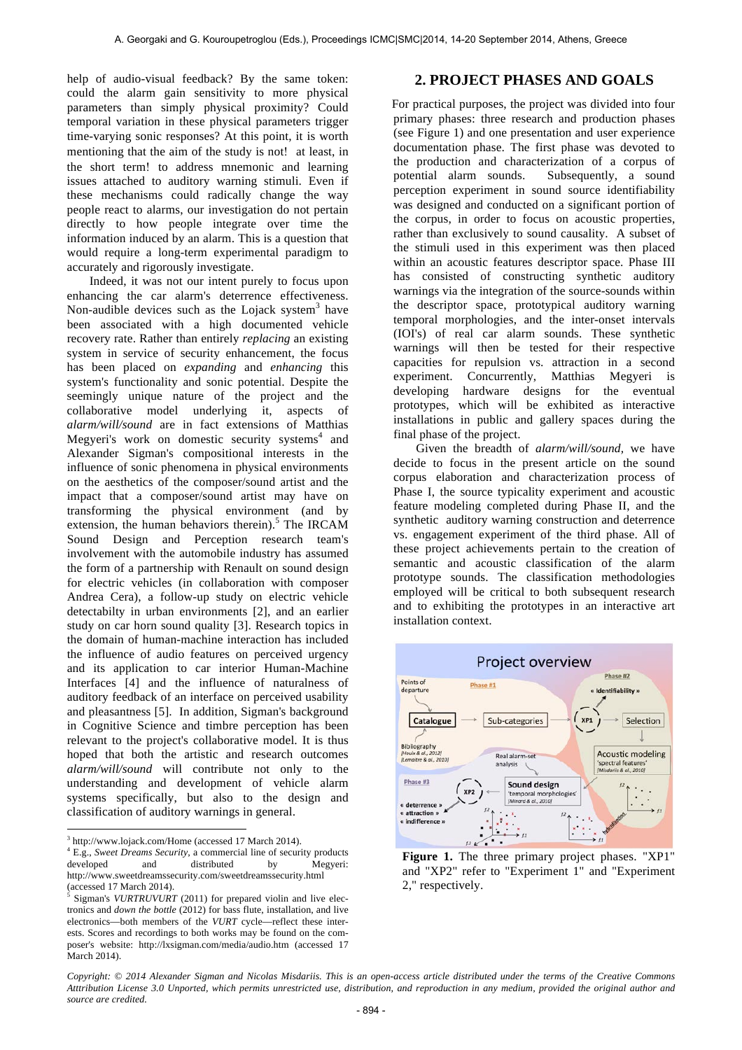help of audio-visual feedback? By the same token: could the alarm gain sensitivity to more physical parameters than simply physical proximity? Could temporal variation in these physical parameters trigger time-varying sonic responses? At this point, it is worth mentioning that the aim of the study is not! at least, in the short term! to address mnemonic and learning issues attached to auditory warning stimuli. Even if these mechanisms could radically change the way people react to alarms, our investigation do not pertain directly to how people integrate over time the information induced by an alarm. This is a question that would require a long-term experimental paradigm to accurately and rigorously investigate.

Indeed, it was not our intent purely to focus upon enhancing the car alarm's deterrence effectiveness. Non-audible devices such as the Lojack system[3] have been associated with a high documented vehicle recovery rate. Rather than entirely *replacing* an existing system in service of security enhancement, the focus has been placed on *expanding* and *enhancing* this system's functionality and sonic potential. Despite the seemingly unique nature of the project and the collaborative model underlying it, aspects of *alarm/will/sound* are in fact extensions of Matthias Megyeri's work on domestic security systems[4] and Alexander Sigman's compositional interests in the influence of sonic phenomena in physical environments on the aesthetics of the composer/sound artist and the impact that a composer/sound artist may have on transforming the physical environment (and by extension, the human behaviors therein).[5] The IRCAM Sound Design and Perception research team's involvement with the automobile industry has assumed the form of a partnership with Renault on sound design for electric vehicles (in collaboration with composer Andrea Cera), a follow-up study on electric vehicle detectabilty in urban environments [2], and an earlier study on car horn sound quality [3]. Research topics in the domain of human-machine interaction has included the influence of audio features on perceived urgency and its application to car interior Human-Machine Interfaces [4] and the influence of naturalness of auditory feedback of an interface on perceived usability and pleasantness [5]. In addition, Sigman's background in Cognitive Science and timbre perception has been relevant to the project's collaborative model. It is thus hoped that both the artistic and research outcomes *alarm/will/sound* will contribute not only to the understanding and development of vehicle alarm systems specifically, but also to the design and classification of auditory warnings in general.

## 2. PROJECT PHASES AND GOALS

For practical purposes, the project was divided into four primary phases: three research and production phases (see Figure 1) and one presentation and user experience documentation phase. The first phase was devoted to the production and characterization of a corpus of potential alarm sounds. Subsequently, a sound perception experiment in sound source identifiability was designed and conducted on a significant portion of the corpus, in order to focus on acoustic properties, rather than exclusively to sound causality. A subset of the stimuli used in this experiment was then placed within an acoustic features descriptor space. Phase III has consisted of constructing synthetic auditory warnings via the integration of the source-sounds within the descriptor space, prototypical auditory warning temporal morphologies, and the inter-onset intervals (IOI's) of real car alarm sounds. These synthetic warnings will then be tested for their respective capacities for repulsion vs. attraction in a second experiment. Concurrently, Matthias Megyeri is developing hardware designs for the eventual prototypes, which will be exhibited as interactive installations in public and gallery spaces during the final phase of the project.

Given the breadth of *alarm/will/sound,* we have decide to focus in the present article on the sound corpus elaboration and characterization process of Phase I, the source typicality experiment and acoustic feature modeling completed during Phase II, and the synthetic auditory warning construction and deterrence vs. engagement experiment of the third phase. All of these project achievements pertain to the creation of semantic and acoustic classification of the alarm prototype sounds. The classification methodologies employed will be critical to both subsequent research and to exhibiting the prototypes in an interactive art installation context.

**Figure 1.** The three primary project phases. "XP1" and "XP2" refer to "Experiment 1" and "Experiment 2," respectively.

---

[3] http://www.lojack.com/Home (accessed 17 March 2014).

[4] E.g., *Sweet Dreams Security*, a commercial line of security products developed and distributed by Megyeri: http://www.sweetdreamssecurity.com/sweetdreamssecurity.html (accessed 17 March 2014).

[5] Sigman's *VURTRUVURT* (2011) for prepared violin and live electronics and *down the bottle* (2012) for bass flute, installation, and live electronics—both members of the *VURT* cycle—reflect these interests. Scores and recordings to both works may be found on the composer's website: http://lxsigman.com/media/audio.htm (accessed 17 March 2014).

*Copyright: © 2014 Alexander Sigman and Nicolas Misdariis. This is an open-access article distributed under the terms of the Creative Commons Atttribution License 3.0 Unported, which permits unrestricted use, distribution, and reproduction in any medium, provided the original author and source are credited.*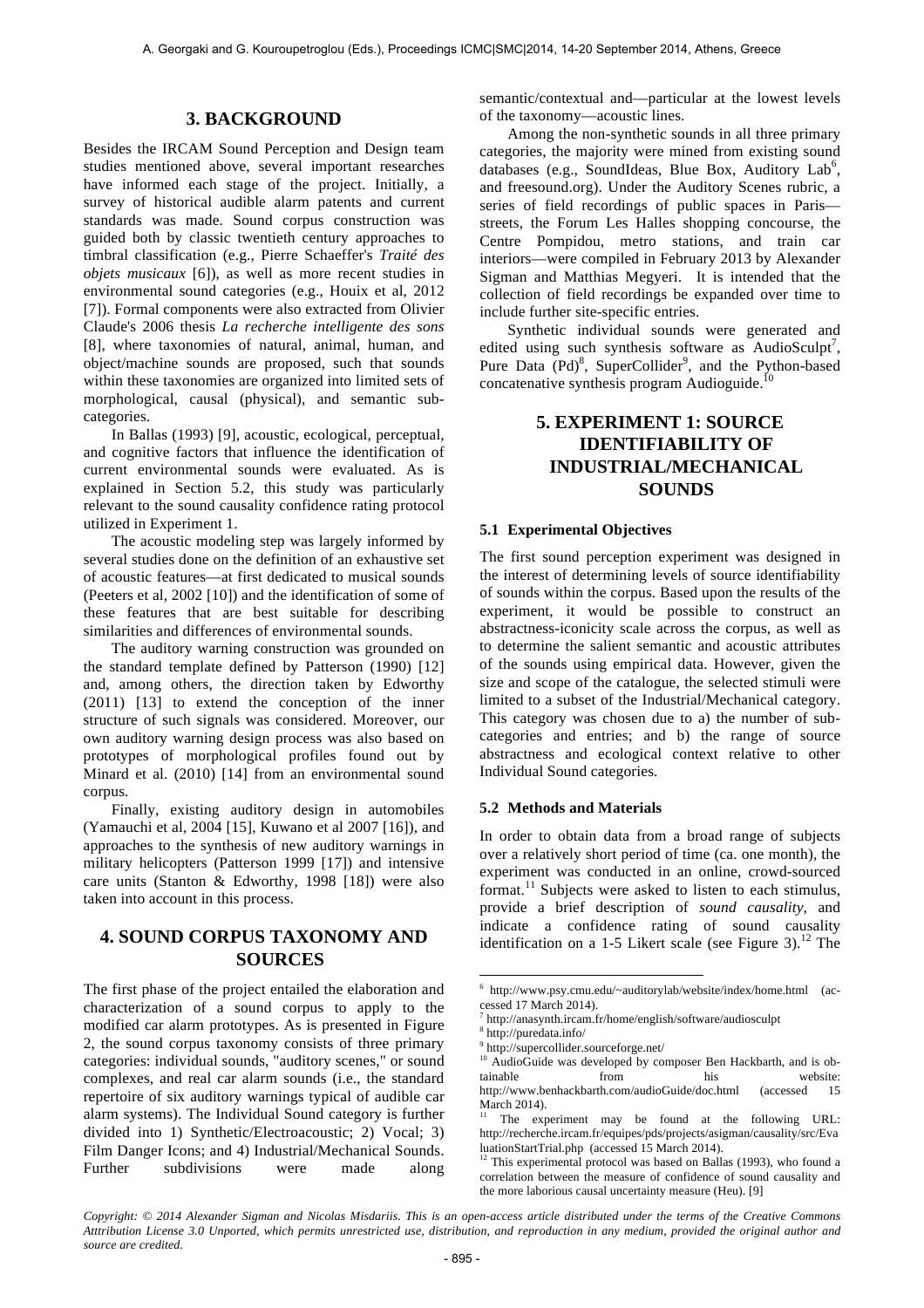## 3. BACKGROUND

Besides the IRCAM Sound Perception and Design team studies mentioned above, several important researches have informed each stage of the project. Initially, a survey of historical audible alarm patents and current standards was made. Sound corpus construction was guided both by classic twentieth century approaches to timbral classification (e.g., Pierre Schaeffer's *Traité des objets musicaux* [6]), as well as more recent studies in environmental sound categories (e.g., Houix et al, 2012 [7]). Formal components were also extracted from Olivier Claude's 2006 thesis *La recherche intelligente des sons* [8], where taxonomies of natural, animal, human, and object/machine sounds are proposed, such that sounds within these taxonomies are organized into limited sets of morphological, causal (physical), and semantic subcategories.

In Ballas (1993) [9], acoustic, ecological, perceptual, and cognitive factors that influence the identification of current environmental sounds were evaluated. As is explained in Section 5.2, this study was particularly relevant to the sound causality confidence rating protocol utilized in Experiment 1.

The acoustic modeling step was largely informed by several studies done on the definition of an exhaustive set of acoustic features—at first dedicated to musical sounds (Peeters et al, 2002 [10]) and the identification of some of these features that are best suitable for describing similarities and differences of environmental sounds.

The auditory warning construction was grounded on the standard template defined by Patterson (1990) [12] and, among others, the direction taken by Edworthy (2011) [13] to extend the conception of the inner structure of such signals was considered. Moreover, our own auditory warning design process was also based on prototypes of morphological profiles found out by Minard et al. (2010) [14] from an environmental sound corpus.

Finally, existing auditory design in automobiles (Yamauchi et al, 2004 [15], Kuwano et al 2007 [16]), and approaches to the synthesis of new auditory warnings in military helicopters (Patterson 1999 [17]) and intensive care units (Stanton & Edworthy, 1998 [18]) were also taken into account in this process.

## 4. SOUND CORPUS TAXONOMY AND SOURCES

The first phase of the project entailed the elaboration and characterization of a sound corpus to apply to the modified car alarm prototypes. As is presented in Figure 2, the sound corpus taxonomy consists of three primary categories: individual sounds, "auditory scenes," or sound complexes, and real car alarm sounds (i.e., the standard repertoire of six auditory warnings typical of audible car alarm systems). The Individual Sound category is further divided into 1) Synthetic/Electroacoustic; 2) Vocal; 3) Film Danger Icons; and 4) Industrial/Mechanical Sounds. Further subdivisions were made along semantic/contextual and—particular at the lowest levels of the taxonomy—acoustic lines.

Among the non-synthetic sounds in all three primary categories, the majority were mined from existing sound databases (e.g., SoundIdeas, Blue Box, Auditory Lab[6], and freesound.org). Under the Auditory Scenes rubric, a series of field recordings of public spaces in Paris—streets, the Forum Les Halles shopping concourse, the Centre Pompidou, metro stations, and train car interiors—were compiled in February 2013 by Alexander Sigman and Matthias Megyeri. It is intended that the collection of field recordings be expanded over time to include further site-specific entries.

Synthetic individual sounds were generated and edited using such synthesis software as AudioSculpt[7], Pure Data (Pd)[8], SuperCollider[9], and the Python-based concatenative synthesis program Audioguide.[10]

## 5. EXPERIMENT 1: SOURCE IDENTIFIABILITY OF INDUSTRIAL/MECHANICAL SOUNDS

### 5.1 Experimental Objectives

The first sound perception experiment was designed in the interest of determining levels of source identifiability of sounds within the corpus. Based upon the results of the experiment, it would be possible to construct an abstractness-iconicity scale across the corpus, as well as to determine the salient semantic and acoustic attributes of the sounds using empirical data. However, given the size and scope of the catalogue, the selected stimuli were limited to a subset of the Industrial/Mechanical category. This category was chosen due to a) the number of subcategories and entries; and b) the range of source abstractness and ecological context relative to other Individual Sound categories.

### 5.2 Methods and Materials

In order to obtain data from a broad range of subjects over a relatively short period of time (ca. one month), the experiment was conducted in an online, crowd-sourced format.[11] Subjects were asked to listen to each stimulus, provide a brief description of *sound causality*, and indicate a confidence rating of sound causality identification on a 1-5 Likert scale (see Figure 3).[12] The

---

[6] http://www.psy.cmu.edu/~auditorylab/website/index/home.html (accessed 17 March 2014).

[7] http://anasynth.ircam.fr/home/english/software/audiosculpt

[8] http://puredata.info/

[9] http://supercollider.sourceforge.net/

[10] AudioGuide was developed by composer Ben Hackbarth, and is obtainable from his website: http://www.benhackbarth.com/audioGuide/doc.html (accessed 15 March 2014).

[11] The experiment may be found at the following URL: http://recherche.ircam.fr/equipes/pds/projects/asigman/causality/src/EvaluationStartTrial.php (accessed 15 March 2014).

[12] This experimental protocol was based on Ballas (1993), who found a correlation between the measure of confidence of sound causality and the more laborious causal uncertainty measure (Heu). [9]

*Copyright: © 2014 Alexander Sigman and Nicolas Misdariis. This is an open-access article distributed under the terms of the Creative Commons Atttribution License 3.0 Unported, which permits unrestricted use, distribution, and reproduction in any medium, provided the original author and source are credited.*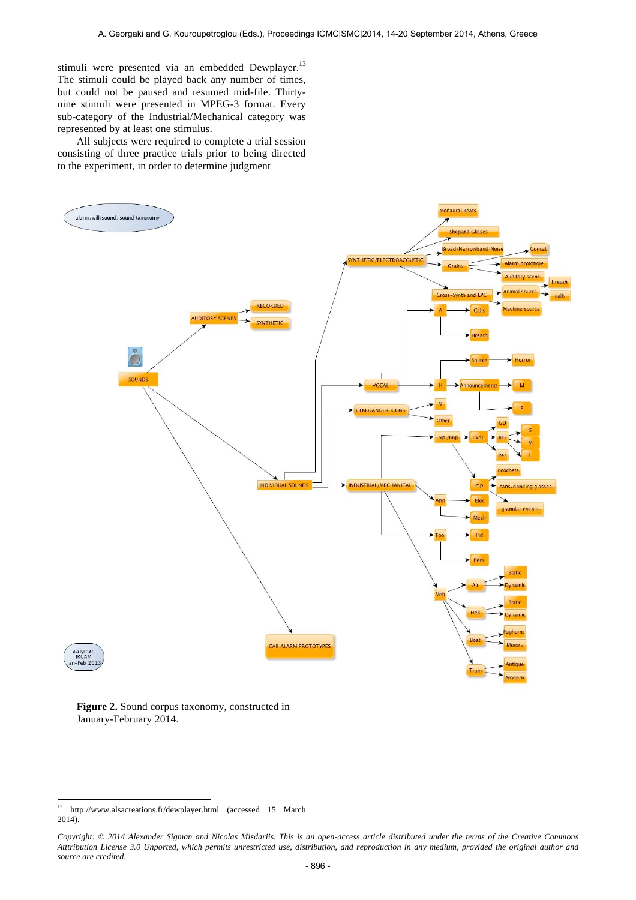stimuli were presented via an embedded Dewplayer.[13] The stimuli could be played back any number of times, but could not be paused and resumed mid-file. Thirty-nine stimuli were presented in MPEG-3 format. Every sub-category of the Industrial/Mechanical category was represented by at least one stimulus.

All subjects were required to complete a trial session consisting of three practice trials prior to being directed to the experiment, in order to determine judgment

**Figure 2.** Sound corpus taxonomy, constructed in January-February 2014.

---

[13] http://www.alsacreations.fr/dewplayer.html (accessed 15 March 2014).

*Copyright: © 2014 Alexander Sigman and Nicolas Misdariis. This is an open-access article distributed under the terms of the Creative Commons Atttribution License 3.0 Unported, which permits unrestricted use, distribution, and reproduction in any medium, provided the original author and source are credited.*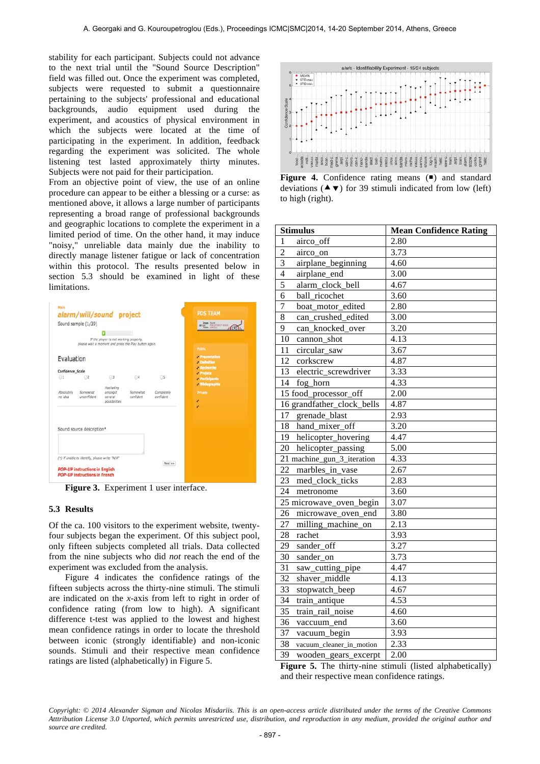stability for each participant. Subjects could not advance to the next trial until the "Sound Source Description" field was filled out. Once the experiment was completed, subjects were requested to submit a questionnaire pertaining to the subjects' professional and educational backgrounds, audio equipment used during the experiment, and acoustics of physical environment in which the subjects were located at the time of participating in the experiment. In addition, feedback regarding the experiment was solicited. The whole listening test lasted approximately thirty minutes. Subjects were not paid for their participation.

From an objective point of view, the use of an online procedure can appear to be either a blessing or a curse: as mentioned above, it allows a large number of participants representing a broad range of professional backgrounds and geographic locations to complete the experiment in a limited period of time. On the other hand, it may induce "noisy," unreliable data mainly due the inability to directly manage listener fatigue or lack of concentration within this protocol. The results presented below in section 5.3 should be examined in light of these limitations.

**Figure 3.** Experiment 1 user interface.

### 5.3 Results

Of the ca. 100 visitors to the experiment website, twenty-four subjects began the experiment. Of this subject pool, only fifteen subjects completed all trials. Data collected from the nine subjects who did *not* reach the end of the experiment was excluded from the analysis.

Figure 4 indicates the confidence ratings of the fifteen subjects across the thirty-nine stimuli. The stimuli are indicated on the *x*-axis from left to right in order of confidence rating (from low to high). A significant difference t-test was applied to the lowest and highest mean confidence ratings in order to locate the threshold between iconic (strongly identifiable) and non-iconic sounds. Stimuli and their respective mean confidence ratings are listed (alphabetically) in Figure 5.

**Figure 4.** Confidence rating means (■) and standard deviations (▲▼) for 39 stimuli indicated from low (left) to high (right).

| Stimulus | Mean Confidence Rating |
|---|---|
| 1 airco_off | 2.80 |
| 2 airco_on | 3.73 |
| 3 airplane_beginning | 4.60 |
| 4 airplane_end | 3.00 |
| 5 alarm_clock_bell | 4.67 |
| 6 ball_ricochet | 3.60 |
| 7 boat_motor_edited | 2.80 |
| 8 can_crushed_edited | 3.00 |
| 9 can_knocked_over | 3.20 |
| 10 cannon_shot | 4.13 |
| 11 circular_saw | 3.67 |
| 12 corkscrew | 4.87 |
| 13 electric_screwdriver | 3.33 |
| 14 fog_horn | 4.33 |
| 15 food_processor_off | 2.00 |
| 16 grandfather_clock_bells | 4.87 |
| 17 grenade_blast | 2.93 |
| 18 hand_mixer_off | 3.20 |
| 19 helicopter_hovering | 4.47 |
| 20 helicopter_passing | 5.00 |
| 21 machine_gun_3_iteration | 4.33 |
| 22 marbles_in_vase | 2.67 |
| 23 med_clock_ticks | 2.83 |
| 24 metronome | 3.60 |
| 25 microwave_oven_begin | 3.07 |
| 26 microwave_oven_end | 3.80 |
| 27 milling_machine_on | 2.13 |
| 28 rachet | 3.93 |
| 29 sander_off | 3.27 |
| 30 sander_on | 3.73 |
| 31 saw_cutting_pipe | 4.47 |
| 32 shaver_middle | 4.13 |
| 33 stopwatch_beep | 4.67 |
| 34 train_antique | 4.53 |
| 35 train_rail_noise | 4.60 |
| 36 vaccuum_end | 3.60 |
| 37 vacuum_begin | 3.93 |
| 38 vacuum_cleaner_in_motion | 2.33 |
| 39 wooden_gears_excerpt | 2.00 |

**Figure 5.** The thirty-nine stimuli (listed alphabetically) and their respective mean confidence ratings.

*Copyright: © 2014 Alexander Sigman and Nicolas Misdariis. This is an open-access article distributed under the terms of the Creative Commons Atttribution License 3.0 Unported, which permits unrestricted use, distribution, and reproduction in any medium, provided the original author and source are credited.*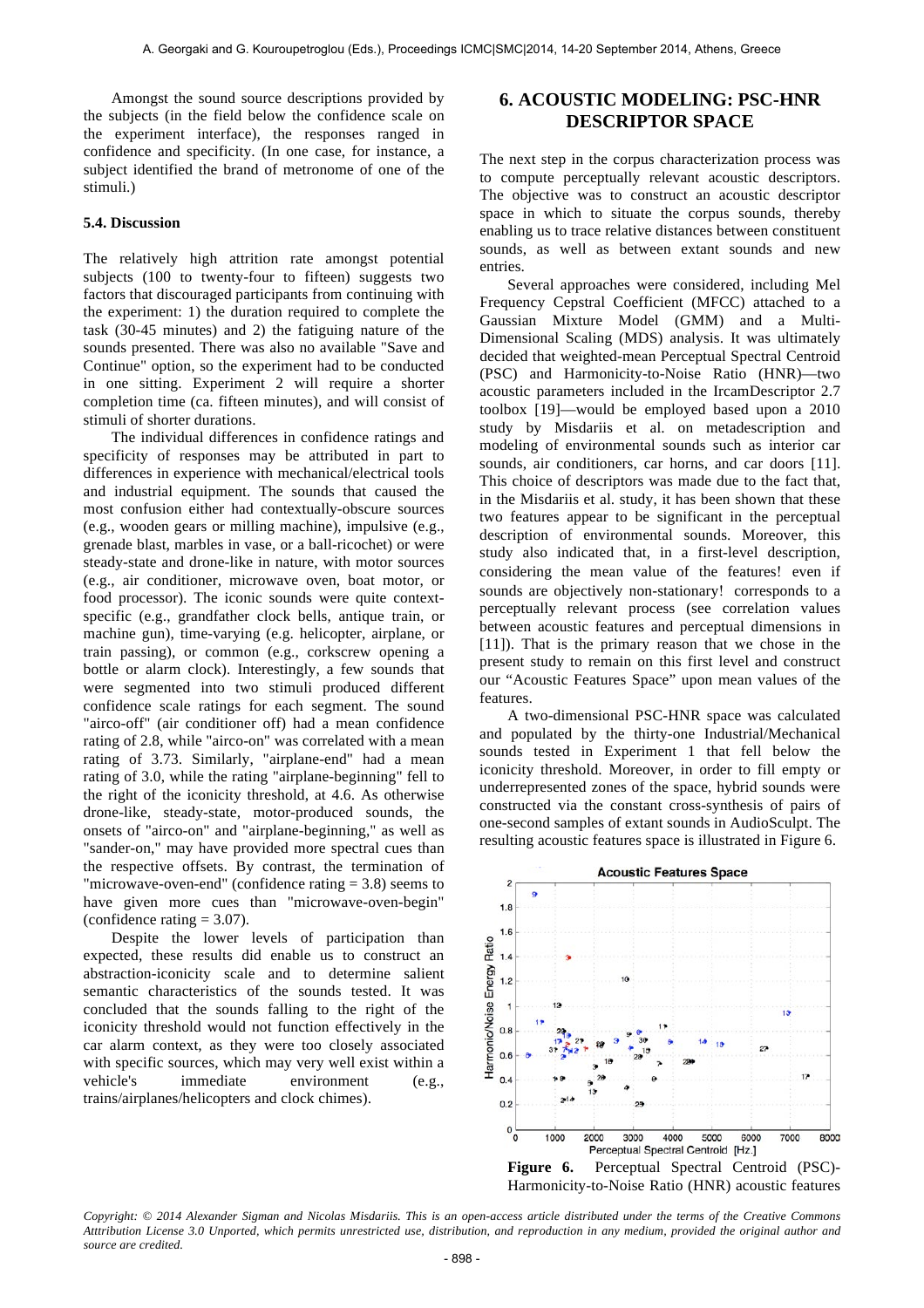Amongst the sound source descriptions provided by the subjects (in the field below the confidence scale on the experiment interface), the responses ranged in confidence and specificity. (In one case, for instance, a subject identified the brand of metronome of one of the stimuli.)

### 5.4. Discussion

The relatively high attrition rate amongst potential subjects (100 to twenty-four to fifteen) suggests two factors that discouraged participants from continuing with the experiment: 1) the duration required to complete the task (30-45 minutes) and 2) the fatiguing nature of the sounds presented. There was also no available "Save and Continue" option, so the experiment had to be conducted in one sitting. Experiment 2 will require a shorter completion time (ca. fifteen minutes), and will consist of stimuli of shorter durations.

The individual differences in confidence ratings and specificity of responses may be attributed in part to differences in experience with mechanical/electrical tools and industrial equipment. The sounds that caused the most confusion either had contextually-obscure sources (e.g., wooden gears or milling machine), impulsive (e.g., grenade blast, marbles in vase, or a ball-ricochet) or were steady-state and drone-like in nature, with motor sources (e.g., air conditioner, microwave oven, boat motor, or food processor). The iconic sounds were quite context-specific (e.g., grandfather clock bells, antique train, or machine gun), time-varying (e.g. helicopter, airplane, or train passing), or common (e.g., corkscrew opening a bottle or alarm clock). Interestingly, a few sounds that were segmented into two stimuli produced different confidence scale ratings for each segment. The sound "airco-off" (air conditioner off) had a mean confidence rating of 2.8, while "airco-on" was correlated with a mean rating of 3.73. Similarly, "airplane-end" had a mean rating of 3.0, while the rating "airplane-beginning" fell to the right of the iconicity threshold, at 4.6. As otherwise drone-like, steady-state, motor-produced sounds, the onsets of "airco-on" and "airplane-beginning," as well as "sander-on," may have provided more spectral cues than the respective offsets. By contrast, the termination of "microwave-oven-end" (confidence rating = 3.8) seems to have given more cues than "microwave-oven-begin" (confidence rating = 3.07).

Despite the lower levels of participation than expected, these results did enable us to construct an abstraction-iconicity scale and to determine salient semantic characteristics of the sounds tested. It was concluded that the sounds falling to the right of the iconicity threshold would not function effectively in the car alarm context, as they were too closely associated with specific sources, which may very well exist within a vehicle's immediate environment (e.g., trains/airplanes/helicopters and clock chimes).

## 6. ACOUSTIC MODELING: PSC-HNR DESCRIPTOR SPACE

The next step in the corpus characterization process was to compute perceptually relevant acoustic descriptors. The objective was to construct an acoustic descriptor space in which to situate the corpus sounds, thereby enabling us to trace relative distances between constituent sounds, as well as between extant sounds and new entries.

Several approaches were considered, including Mel Frequency Cepstral Coefficient (MFCC) attached to a Gaussian Mixture Model (GMM) and a Multi-Dimensional Scaling (MDS) analysis. It was ultimately decided that weighted-mean Perceptual Spectral Centroid (PSC) and Harmonicity-to-Noise Ratio (HNR)—two acoustic parameters included in the IrcamDescriptor 2.7 toolbox [19]—would be employed based upon a 2010 study by Misdariis et al. on metadescription and modeling of environmental sounds such as interior car sounds, air conditioners, car horns, and car doors [11]. This choice of descriptors was made due to the fact that, in the Misdariis et al. study, it has been shown that these two features appear to be significant in the perceptual description of environmental sounds. Moreover, this study also indicated that, in a first-level description, considering the mean value of the features! even if sounds are objectively non-stationary! corresponds to a perceptually relevant process (see correlation values between acoustic features and perceptual dimensions in [11]). That is the primary reason that we chose in the present study to remain on this first level and construct our "Acoustic Features Space" upon mean values of the features.

A two-dimensional PSC-HNR space was calculated and populated by the thirty-one Industrial/Mechanical sounds tested in Experiment 1 that fell below the iconicity threshold. Moreover, in order to fill empty or underrepresented zones of the space, hybrid sounds were constructed via the constant cross-synthesis of pairs of one-second samples of extant sounds in AudioSculpt. The resulting acoustic features space is illustrated in Figure 6.

**Figure 6.** Perceptual Spectral Centroid (PSC)-Harmonicity-to-Noise Ratio (HNR) acoustic features

*Copyright: © 2014 Alexander Sigman and Nicolas Misdariis. This is an open-access article distributed under the terms of the Creative Commons Atttribution License 3.0 Unported, which permits unrestricted use, distribution, and reproduction in any medium, provided the original author and source are credited.*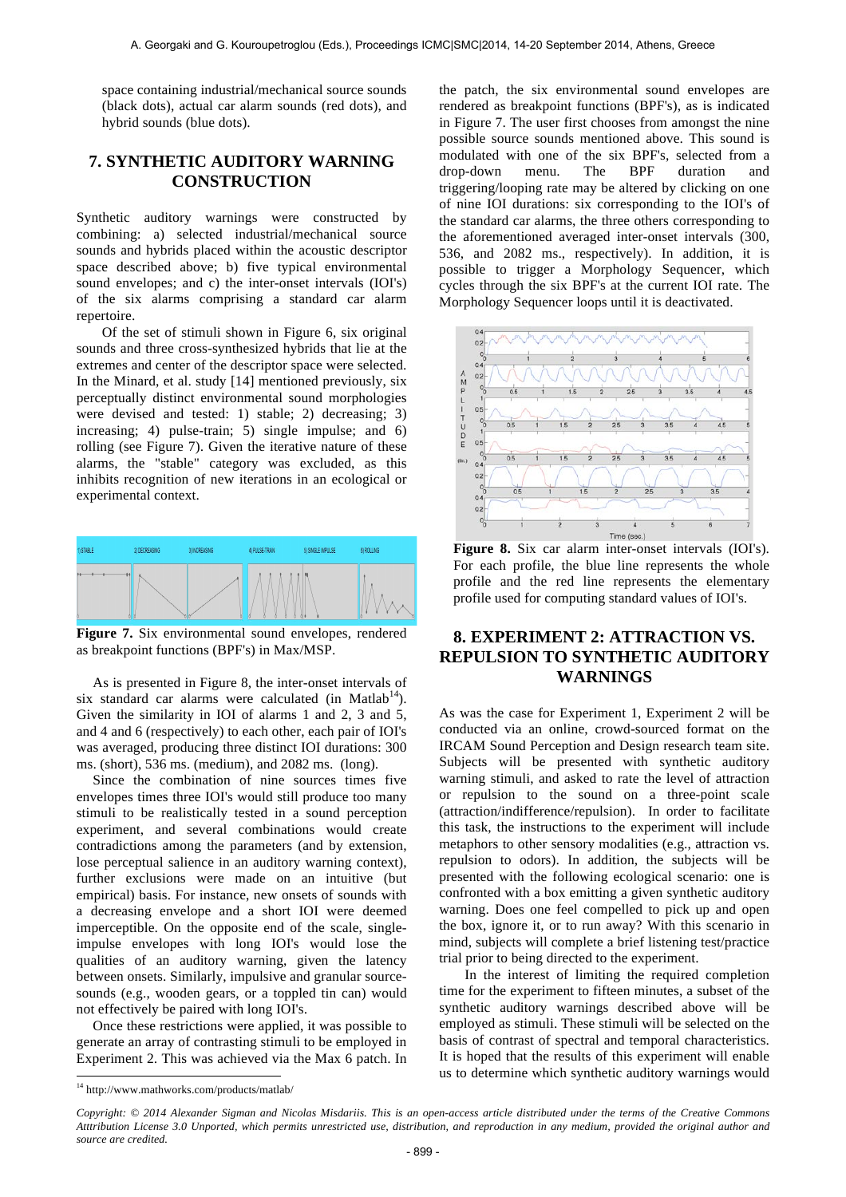space containing industrial/mechanical source sounds (black dots), actual car alarm sounds (red dots), and hybrid sounds (blue dots).

## 7. SYNTHETIC AUDITORY WARNING CONSTRUCTION

Synthetic auditory warnings were constructed by combining: a) selected industrial/mechanical source sounds and hybrids placed within the acoustic descriptor space described above; b) five typical environmental sound envelopes; and c) the inter-onset intervals (IOI's) of the six alarms comprising a standard car alarm repertoire.

Of the set of stimuli shown in Figure 6, six original sounds and three cross-synthesized hybrids that lie at the extremes and center of the descriptor space were selected. In the Minard, et al. study [14] mentioned previously, six perceptually distinct environmental sound morphologies were devised and tested: 1) stable; 2) decreasing; 3) increasing; 4) pulse-train; 5) single impulse; and 6) rolling (see Figure 7). Given the iterative nature of these alarms, the "stable" category was excluded, as this inhibits recognition of new iterations in an ecological or experimental context.

**Figure 7.** Six environmental sound envelopes, rendered as breakpoint functions (BPF's) in Max/MSP.

As is presented in Figure 8, the inter-onset intervals of six standard car alarms were calculated (in Matlab[14]). Given the similarity in IOI of alarms 1 and 2, 3 and 5, and 4 and 6 (respectively) to each other, each pair of IOI's was averaged, producing three distinct IOI durations: 300 ms. (short), 536 ms. (medium), and 2082 ms. (long).

Since the combination of nine sources times five envelopes times three IOI's would still produce too many stimuli to be realistically tested in a sound perception experiment, and several combinations would create contradictions among the parameters (and by extension, lose perceptual salience in an auditory warning context), further exclusions were made on an intuitive (but empirical) basis. For instance, new onsets of sounds with a decreasing envelope and a short IOI were deemed imperceptible. On the opposite end of the scale, single-impulse envelopes with long IOI's would lose the qualities of an auditory warning, given the latency between onsets. Similarly, impulsive and granular source-sounds (e.g., wooden gears, or a toppled tin can) would not effectively be paired with long IOI's.

Once these restrictions were applied, it was possible to generate an array of contrasting stimuli to be employed in Experiment 2. This was achieved via the Max 6 patch. In the patch, the six environmental sound envelopes are rendered as breakpoint functions (BPF's), as is indicated in Figure 7. The user first chooses from amongst the nine possible source sounds mentioned above. This sound is modulated with one of the six BPF's, selected from a drop-down menu. The BPF duration and triggering/looping rate may be altered by clicking on one of nine IOI durations: six corresponding to the IOI's of the standard car alarms, the three others corresponding to the aforementioned averaged inter-onset intervals (300, 536, and 2082 ms., respectively). In addition, it is possible to trigger a Morphology Sequencer, which cycles through the six BPF's at the current IOI rate. The Morphology Sequencer loops until it is deactivated.

**Figure 8.** Six car alarm inter-onset intervals (IOI's). For each profile, the blue line represents the whole profile and the red line represents the elementary profile used for computing standard values of IOI's.

## 8. EXPERIMENT 2: ATTRACTION VS. REPULSION TO SYNTHETIC AUDITORY WARNINGS

As was the case for Experiment 1, Experiment 2 will be conducted via an online, crowd-sourced format on the IRCAM Sound Perception and Design research team site. Subjects will be presented with synthetic auditory warning stimuli, and asked to rate the level of attraction or repulsion to the sound on a three-point scale (attraction/indifference/repulsion). In order to facilitate this task, the instructions to the experiment will include metaphors to other sensory modalities (e.g., attraction vs. repulsion to odors). In addition, the subjects will be presented with the following ecological scenario: one is confronted with a box emitting a given synthetic auditory warning. Does one feel compelled to pick up and open the box, ignore it, or to run away? With this scenario in mind, subjects will complete a brief listening test/practice trial prior to being directed to the experiment.

In the interest of limiting the required completion time for the experiment to fifteen minutes, a subset of the synthetic auditory warnings described above will be employed as stimuli. These stimuli will be selected on the basis of contrast of spectral and temporal characteristics. It is hoped that the results of this experiment will enable us to determine which synthetic auditory warnings would

[14] http://www.mathworks.com/products/matlab/

*Copyright: © 2014 Alexander Sigman and Nicolas Misdariis. This is an open-access article distributed under the terms of the Creative Commons Atttribution License 3.0 Unported, which permits unrestricted use, distribution, and reproduction in any medium, provided the original author and source are credited.*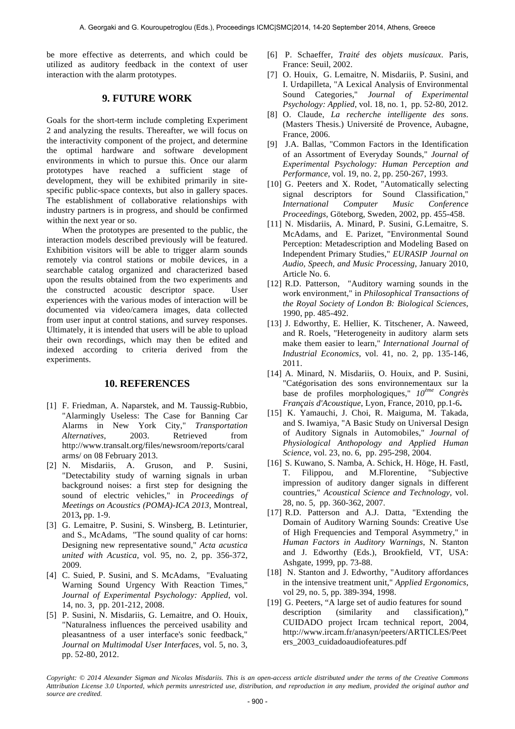be more effective as deterrents, and which could be utilized as auditory feedback in the context of user interaction with the alarm prototypes.

## 9. FUTURE WORK

Goals for the short-term include completing Experiment 2 and analyzing the results. Thereafter, we will focus on the interactivity component of the project, and determine the optimal hardware and software development environments in which to pursue this. Once our alarm prototypes have reached a sufficient stage of development, they will be exhibited primarily in site-specific public-space contexts, but also in gallery spaces. The establishment of collaborative relationships with industry partners is in progress, and should be confirmed within the next year or so.

When the prototypes are presented to the public, the interaction models described previously will be featured. Exhibition visitors will be able to trigger alarm sounds remotely via control stations or mobile devices, in a searchable catalog organized and characterized based upon the results obtained from the two experiments and the constructed acoustic descriptor space. User experiences with the various modes of interaction will be documented via video/camera images, data collected from user input at control stations, and survey responses. Ultimately, it is intended that users will be able to upload their own recordings, which may then be edited and indexed according to criteria derived from the experiments.

## 10. REFERENCES

[1] F. Friedman, A. Naparstek, and M. Taussig-Rubbio, "Alarmingly Useless: The Case for Banning Car Alarms in New York City," *Transportation Alternatives*, 2003. Retrieved from http://www.transalt.org/files/newsroom/reports/caralarms/ on 08 February 2013.

[2] N. Misdariis, A. Gruson, and P. Susini, "Detectability study of warning signals in urban background noises: a first step for designing the sound of electric vehicles," in *Proceedings of Meetings on Acoustics (POMA)-ICA 2013*, Montreal, 2013**,** pp. 1-9.

[3] G. Lemaitre, P. Susini, S. Winsberg, B. Letinturier, and S., McAdams, "The sound quality of car horns: Designing new representative sound," *Acta acustica united with Acustica*, vol. 95, no. 2, pp. 356-372, 2009.

[4] C. Suied, P. Susini, and S. McAdams, "Evaluating Warning Sound Urgency With Reaction Times," *Journal of Experimental Psychology: Applied*, vol. 14, no. 3, pp. 201-212, 2008.

[5] P. Susini, N. Misdariis, G. Lemaitre, and O. Houix, "Naturalness influences the perceived usability and pleasantness of a user interface's sonic feedback," *Journal on Multimodal User Interfaces*, vol. 5, no. 3, pp. 52-80, 2012.

[6] P. Schaeffer, *Traité des objets musicaux*. Paris, France: Seuil, 2002.

[7] O. Houix, G. Lemaitre, N. Misdariis, P. Susini, and I. Urdapilleta, "A Lexical Analysis of Environmental Sound Categories," *Journal of Experimental Psychology: Applied*, vol. 18, no. 1, pp. 52-80, 2012.

[8] O. Claude, *La recherche intelligente des sons*. (Masters Thesis.) Université de Provence, Aubagne, France, 2006.

[9] J.A. Ballas, "Common Factors in the Identification of an Assortment of Everyday Sounds," *Journal of Experimental Psychology: Human Perception and Performance*, vol. 19, no. 2, pp. 250-267, 1993.

[10] G. Peeters and X. Rodet, "Automatically selecting signal descriptors for Sound Classification," *International Computer Music Conference Proceedings*, Göteborg, Sweden, 2002, pp. 455-458.

[11] N. Misdariis, A. Minard, P. Susini, G.Lemaitre, S. McAdams, and E. Parizet, "Environmental Sound Perception: Metadescription and Modeling Based on Independent Primary Studies," *EURASIP Journal on Audio, Speech, and Music Processing*, January 2010, Article No. 6.

[12] R.D. Patterson, "Auditory warning sounds in the work environment," in *Philosophical Transactions of the Royal Society of London B: Biological Sciences*, 1990, pp. 485-492.

[13] J. Edworthy, E. Hellier, K. Titschener, A. Naweed, and R. Roels, "Heterogeneity in auditory alarm sets make them easier to learn," *International Journal of Industrial Economics*, vol. 41, no. 2, pp. 135-146, 2011.

[14] A. Minard, N. Misdariis, O. Houix, and P. Susini, "Catégorisation des sons environnementaux sur la base de profiles morphologiques," *10ème Congrès Français d'Acoustique*, Lyon, France, 2010, pp.1-6**.**

[15] K. Yamauchi, J. Choi, R. Maiguma, M. Takada, and S. Iwamiya, "A Basic Study on Universal Design of Auditory Signals in Automobiles," *Journal of Physiological Anthopology and Applied Human Science*, vol. 23, no. 6, pp. 295-298, 2004.

[16] S. Kuwano, S. Namba, A. Schick, H. Höge, H. Fastl, T. Filippou, and M.Florentine, "Subjective impression of auditory danger signals in different countries," *Acoustical Science and Technology*, vol. 28, no. 5, pp. 360-362, 2007.

[17] R.D. Patterson and A.J. Datta, "Extending the Domain of Auditory Warning Sounds: Creative Use of High Frequencies and Temporal Asymmetry," in *Human Factors in Auditory Warnings*, N. Stanton and J. Edworthy (Eds.), Brookfield, VT, USA: Ashgate, 1999, pp. 73-88.

[18] N. Stanton and J. Edworthy, "Auditory affordances in the intensive treatment unit," *Applied Ergonomics*, vol 29, no. 5, pp. 389-394, 1998.

[19] G. Peeters, "A large set of audio features for sound description (similarity and classification)," CUIDADO project Ircam technical report, 2004, http://www.ircam.fr/anasyn/peeters/ARTICLES/Peeters_2003_cuidadoaudiofeatures.pdf

*Copyright: © 2014 Alexander Sigman and Nicolas Misdariis. This is an open-access article distributed under the terms of the Creative Commons Atttribution License 3.0 Unported, which permits unrestricted use, distribution, and reproduction in any medium, provided the original author and source are credited.*